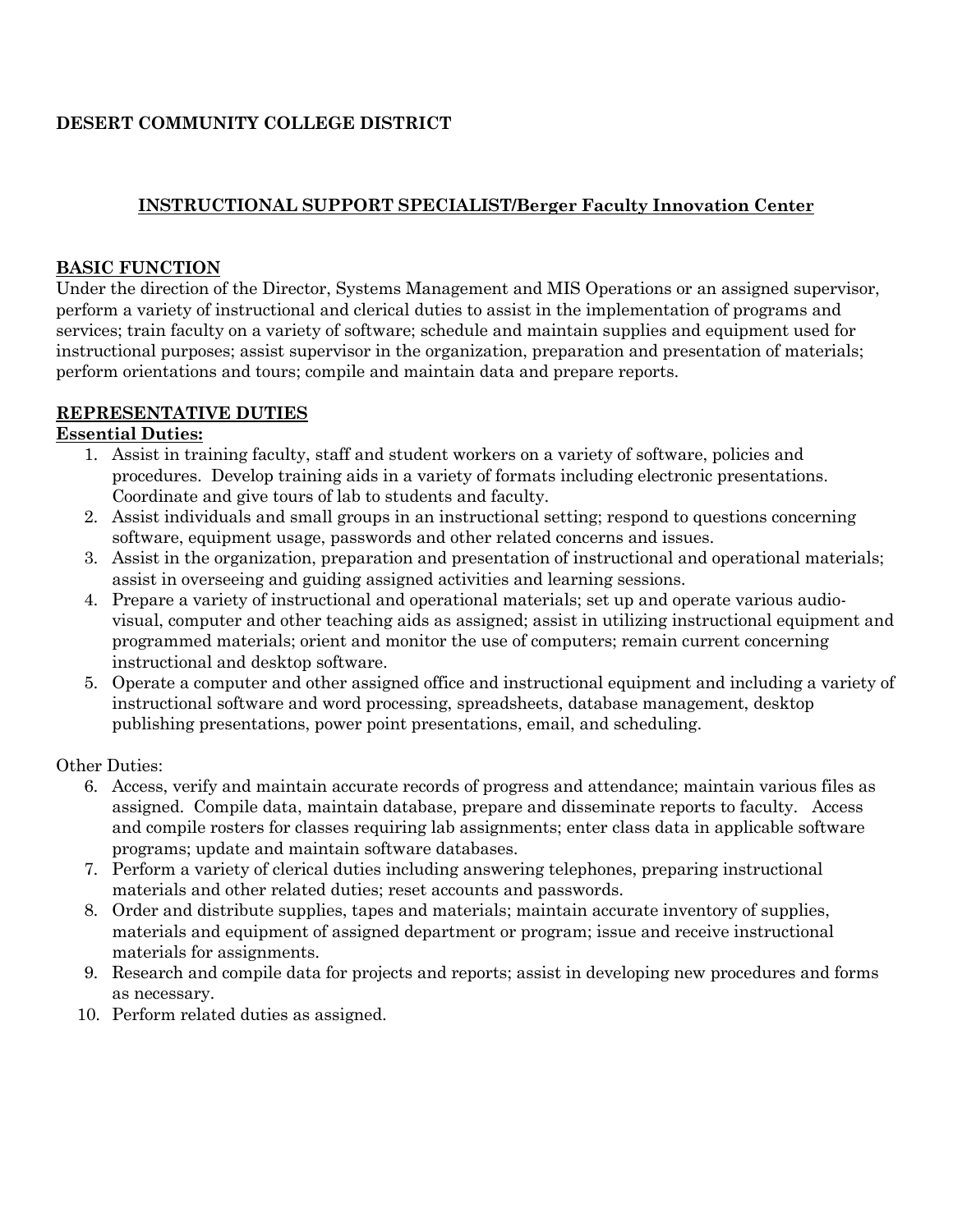**DESERT COMMUNITY COLLEGE DISTRICT**

## INSTRUCTIONAL SUPPORT SPECIALIST/Berger Faculty Innovation Center

### BASIC FUNCTION

Under the direction of the Director, Systems Management and MIS Operations or an assigned supervisor, perform a variety of instructional and clerical duties to assist in the implementation of programs and services; train faculty on a variety of software; schedule and maintain supplies and equipment used for instructional purposes; assist supervisor in the organization, preparation and presentation of materials; perform orientations and tours; compile and maintain data and prepare reports.

### REPRESENTATIVE DUTIES

**Essential Duties:**

1. Assist in training faculty, staff and student workers on a variety of software, policies and procedures. Develop training aids in a variety of formats including electronic presentations. Coordinate and give tours of lab to students and faculty.
2. Assist individuals and small groups in an instructional setting; respond to questions concerning software, equipment usage, passwords and other related concerns and issues.
3. Assist in the organization, preparation and presentation of instructional and operational materials; assist in overseeing and guiding assigned activities and learning sessions.
4. Prepare a variety of instructional and operational materials; set up and operate various audio-visual, computer and other teaching aids as assigned; assist in utilizing instructional equipment and programmed materials; orient and monitor the use of computers; remain current concerning instructional and desktop software.
5. Operate a computer and other assigned office and instructional equipment and including a variety of instructional software and word processing, spreadsheets, database management, desktop publishing presentations, power point presentations, email, and scheduling.

Other Duties:

6. Access, verify and maintain accurate records of progress and attendance; maintain various files as assigned. Compile data, maintain database, prepare and disseminate reports to faculty. Access and compile rosters for classes requiring lab assignments; enter class data in applicable software programs; update and maintain software databases.
7. Perform a variety of clerical duties including answering telephones, preparing instructional materials and other related duties; reset accounts and passwords.
8. Order and distribute supplies, tapes and materials; maintain accurate inventory of supplies, materials and equipment of assigned department or program; issue and receive instructional materials for assignments.
9. Research and compile data for projects and reports; assist in developing new procedures and forms as necessary.
10. Perform related duties as assigned.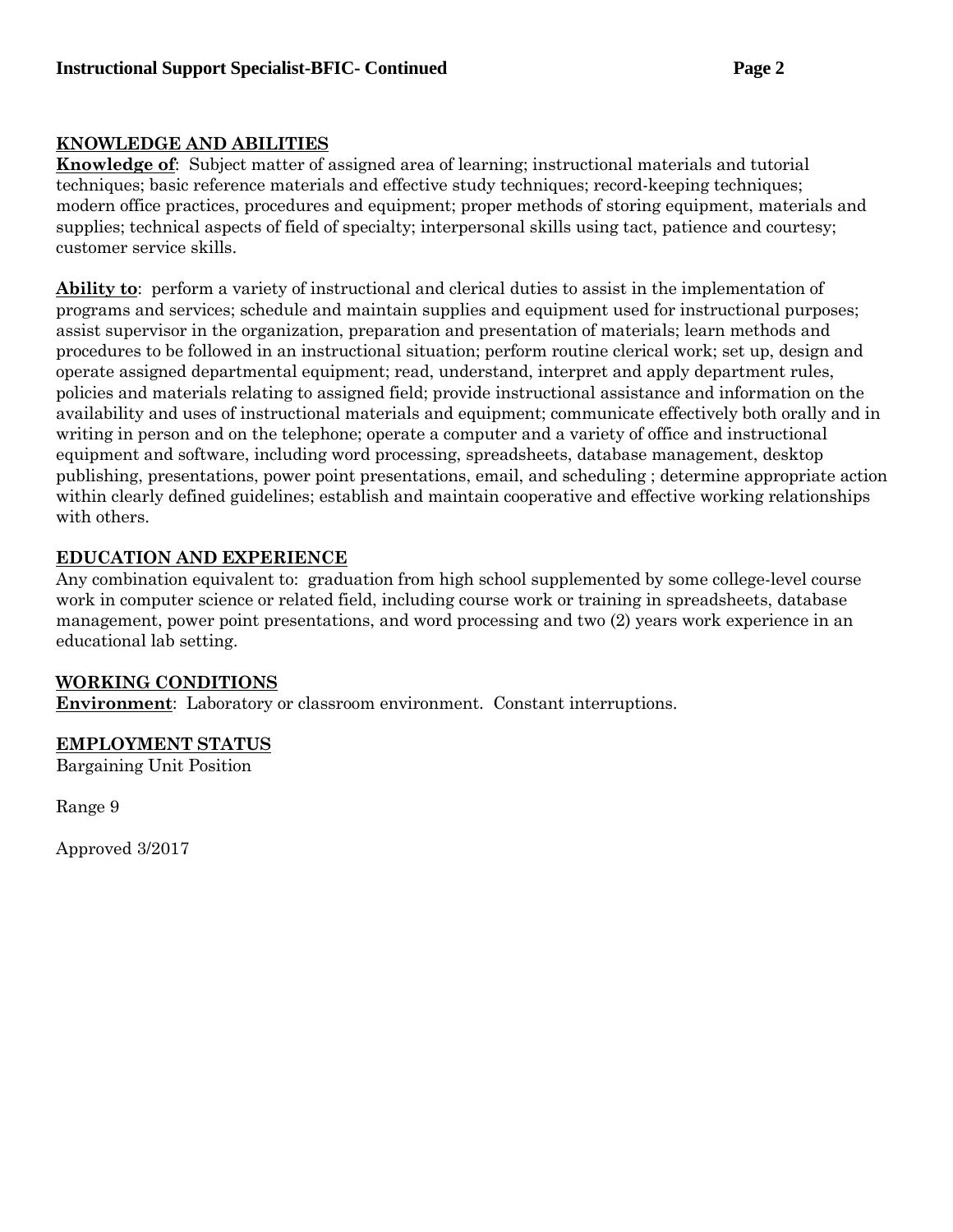## KNOWLEDGE AND ABILITIES

**Knowledge of**: Subject matter of assigned area of learning; instructional materials and tutorial techniques; basic reference materials and effective study techniques; record-keeping techniques; modern office practices, procedures and equipment; proper methods of storing equipment, materials and supplies; technical aspects of field of specialty; interpersonal skills using tact, patience and courtesy; customer service skills.

**Ability to**: perform a variety of instructional and clerical duties to assist in the implementation of programs and services; schedule and maintain supplies and equipment used for instructional purposes; assist supervisor in the organization, preparation and presentation of materials; learn methods and procedures to be followed in an instructional situation; perform routine clerical work; set up, design and operate assigned departmental equipment; read, understand, interpret and apply department rules, policies and materials relating to assigned field; provide instructional assistance and information on the availability and uses of instructional materials and equipment; communicate effectively both orally and in writing in person and on the telephone; operate a computer and a variety of office and instructional equipment and software, including word processing, spreadsheets, database management, desktop publishing, presentations, power point presentations, email, and scheduling ; determine appropriate action within clearly defined guidelines; establish and maintain cooperative and effective working relationships with others.

## EDUCATION AND EXPERIENCE

Any combination equivalent to: graduation from high school supplemented by some college-level course work in computer science or related field, including course work or training in spreadsheets, database management, power point presentations, and word processing and two (2) years work experience in an educational lab setting.

## WORKING CONDITIONS

**Environment**: Laboratory or classroom environment. Constant interruptions.

## EMPLOYMENT STATUS

Bargaining Unit Position

Range 9

Approved 3/2017